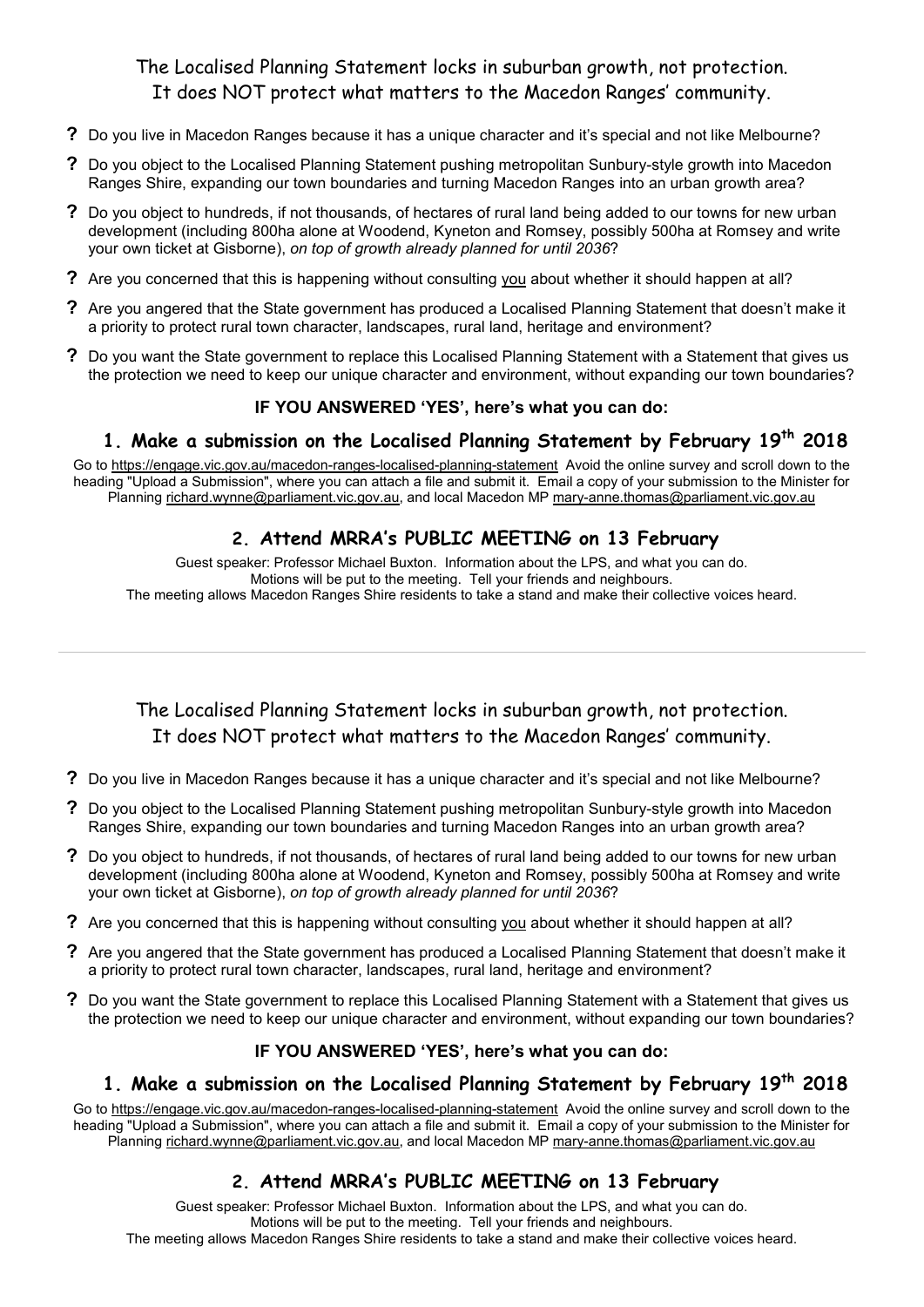The Localised Planning Statement locks in suburban growth, not protection.
It does NOT protect what matters to the Macedon Ranges' community.

- **?** Do you live in Macedon Ranges because it has a unique character and it's special and not like Melbourne?
- **?** Do you object to the Localised Planning Statement pushing metropolitan Sunbury-style growth into Macedon Ranges Shire, expanding our town boundaries and turning Macedon Ranges into an urban growth area?
- **?** Do you object to hundreds, if not thousands, of hectares of rural land being added to our towns for new urban development (including 800ha alone at Woodend, Kyneton and Romsey, possibly 500ha at Romsey and write your own ticket at Gisborne), *on top of growth already planned for until 2036*?
- **?** Are you concerned that this is happening without consulting you about whether it should happen at all?
- **?** Are you angered that the State government has produced a Localised Planning Statement that doesn't make it a priority to protect rural town character, landscapes, rural land, heritage and environment?
- **?** Do you want the State government to replace this Localised Planning Statement with a Statement that gives us the protection we need to keep our unique character and environment, without expanding our town boundaries?

**IF YOU ANSWERED 'YES', here's what you can do:**

## 1. Make a submission on the Localised Planning Statement by February 19th 2018

Go to https://engage.vic.gov.au/macedon-ranges-localised-planning-statement Avoid the online survey and scroll down to the heading "Upload a Submission", where you can attach a file and submit it. Email a copy of your submission to the Minister for Planning richard.wynne@parliament.vic.gov.au, and local Macedon MP mary-anne.thomas@parliament.vic.gov.au

## 2. Attend MRRA's PUBLIC MEETING on 13 February

Guest speaker: Professor Michael Buxton. Information about the LPS, and what you can do.
Motions will be put to the meeting. Tell your friends and neighbours.
The meeting allows Macedon Ranges Shire residents to take a stand and make their collective voices heard.

---

The Localised Planning Statement locks in suburban growth, not protection.
It does NOT protect what matters to the Macedon Ranges' community.

- **?** Do you live in Macedon Ranges because it has a unique character and it's special and not like Melbourne?
- **?** Do you object to the Localised Planning Statement pushing metropolitan Sunbury-style growth into Macedon Ranges Shire, expanding our town boundaries and turning Macedon Ranges into an urban growth area?
- **?** Do you object to hundreds, if not thousands, of hectares of rural land being added to our towns for new urban development (including 800ha alone at Woodend, Kyneton and Romsey, possibly 500ha at Romsey and write your own ticket at Gisborne), *on top of growth already planned for until 2036*?
- **?** Are you concerned that this is happening without consulting you about whether it should happen at all?
- **?** Are you angered that the State government has produced a Localised Planning Statement that doesn't make it a priority to protect rural town character, landscapes, rural land, heritage and environment?
- **?** Do you want the State government to replace this Localised Planning Statement with a Statement that gives us the protection we need to keep our unique character and environment, without expanding our town boundaries?

**IF YOU ANSWERED 'YES', here's what you can do:**

## 1. Make a submission on the Localised Planning Statement by February 19th 2018

Go to https://engage.vic.gov.au/macedon-ranges-localised-planning-statement Avoid the online survey and scroll down to the heading "Upload a Submission", where you can attach a file and submit it. Email a copy of your submission to the Minister for Planning richard.wynne@parliament.vic.gov.au, and local Macedon MP mary-anne.thomas@parliament.vic.gov.au

## 2. Attend MRRA's PUBLIC MEETING on 13 February

Guest speaker: Professor Michael Buxton. Information about the LPS, and what you can do.
Motions will be put to the meeting. Tell your friends and neighbours.
The meeting allows Macedon Ranges Shire residents to take a stand and make their collective voices heard.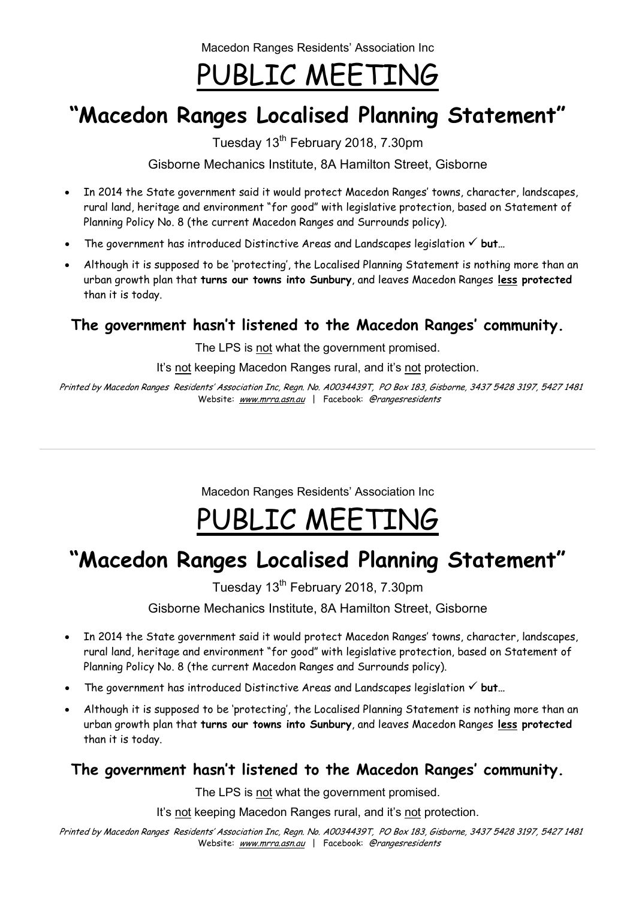Macedon Ranges Residents' Association Inc

# PUBLIC MEETING

## "Macedon Ranges Localised Planning Statement"

Tuesday 13th February 2018, 7.30pm

Gisborne Mechanics Institute, 8A Hamilton Street, Gisborne

- In 2014 the State government said it would protect Macedon Ranges' towns, character, landscapes, rural land, heritage and environment "for good" with legislative protection, based on Statement of Planning Policy No. 8 (the current Macedon Ranges and Surrounds policy).
- The government has introduced Distinctive Areas and Landscapes legislation ✓ **but…**
- Although it is supposed to be 'protecting', the Localised Planning Statement is nothing more than an urban growth plan that **turns our towns into Sunbury**, and leaves Macedon Ranges **less protected** than it is today.

### The government hasn't listened to the Macedon Ranges' community.

The LPS is not what the government promised.

It's not keeping Macedon Ranges rural, and it's not protection.

*Printed by Macedon Ranges Residents' Association Inc, Regn. No. A0034439T, PO Box 183, Gisborne, 3437 5428 3197, 5427 1481*
Website: *www.mrra.asn.au* | Facebook: *@rangesresidents*

---

Macedon Ranges Residents' Association Inc

# PUBLIC MEETING

## "Macedon Ranges Localised Planning Statement"

Tuesday 13th February 2018, 7.30pm

Gisborne Mechanics Institute, 8A Hamilton Street, Gisborne

- In 2014 the State government said it would protect Macedon Ranges' towns, character, landscapes, rural land, heritage and environment "for good" with legislative protection, based on Statement of Planning Policy No. 8 (the current Macedon Ranges and Surrounds policy).
- The government has introduced Distinctive Areas and Landscapes legislation ✓ **but…**
- Although it is supposed to be 'protecting', the Localised Planning Statement is nothing more than an urban growth plan that **turns our towns into Sunbury**, and leaves Macedon Ranges **less protected** than it is today.

### The government hasn't listened to the Macedon Ranges' community.

The LPS is not what the government promised.

It's not keeping Macedon Ranges rural, and it's not protection.

*Printed by Macedon Ranges Residents' Association Inc, Regn. No. A0034439T, PO Box 183, Gisborne, 3437 5428 3197, 5427 1481*
Website: *www.mrra.asn.au* | Facebook: *@rangesresidents*